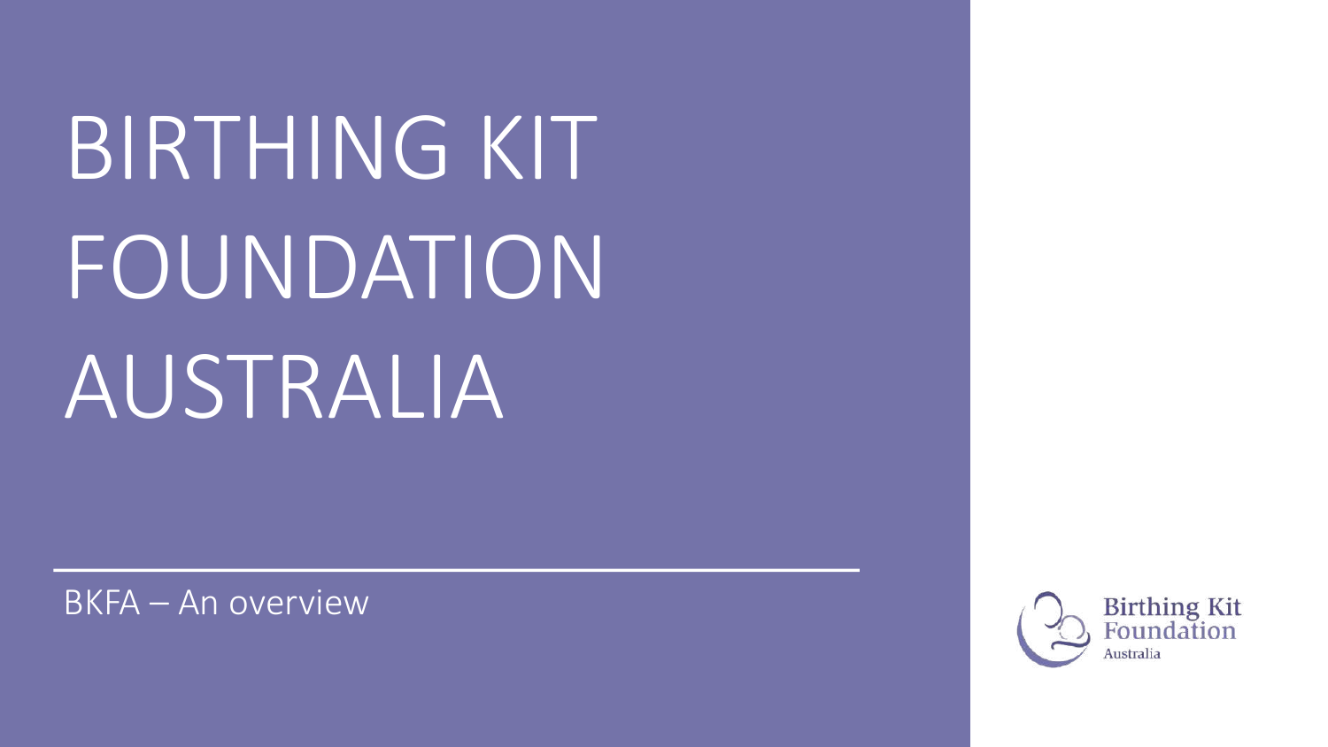# BIRTHING KIT FOUNDATION AUSTRALIA

BKFA – An overview

Birthing Kit Foundation Australia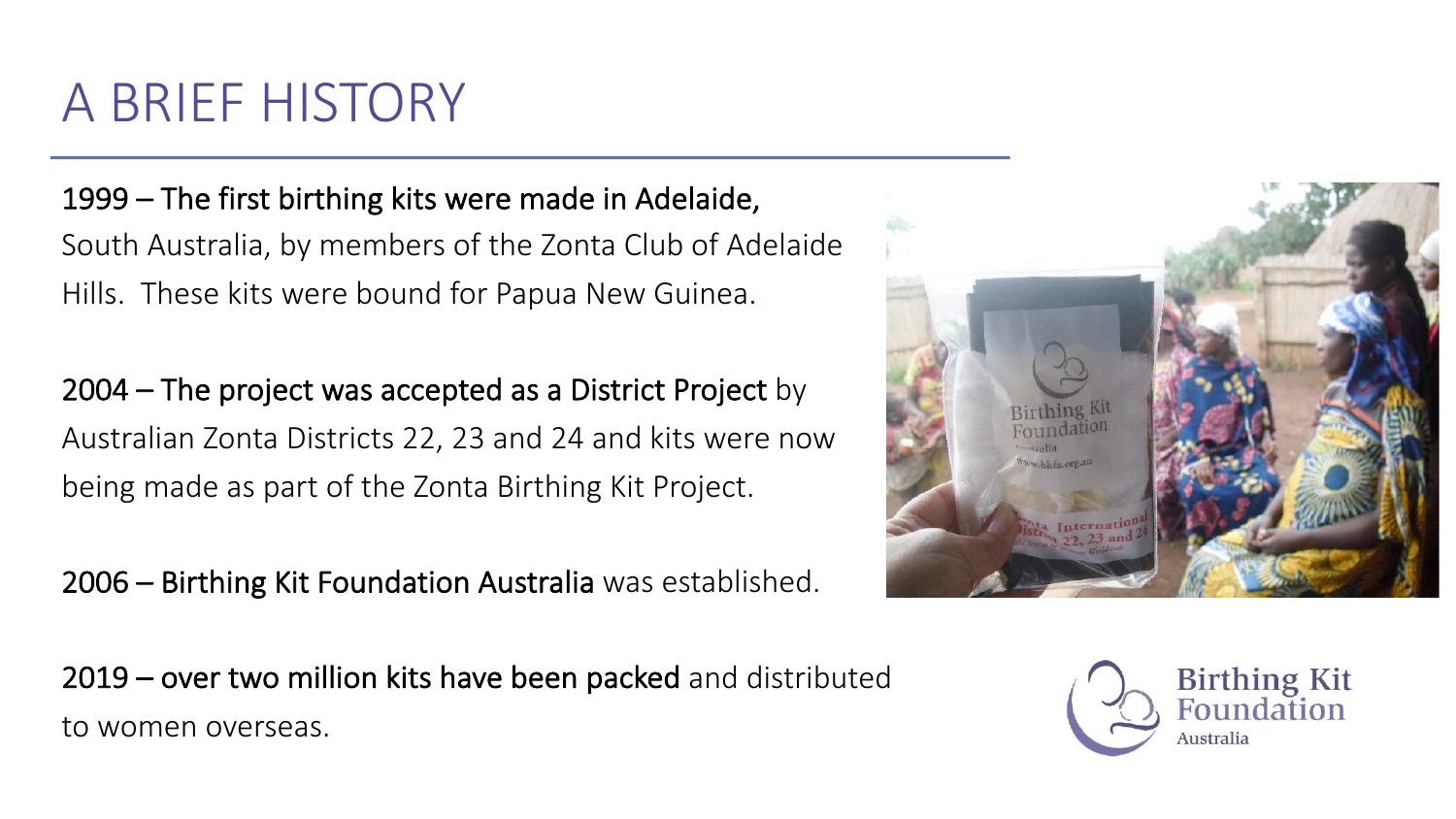# A BRIEF HISTORY

**1999 – The first birthing kits were made in Adelaide,** South Australia, by members of the Zonta Club of Adelaide Hills. These kits were bound for Papua New Guinea.

**2004 – The project was accepted as a District Project** by Australian Zonta Districts 22, 23 and 24 and kits were now being made as part of the Zonta Birthing Kit Project.

**2006 – Birthing Kit Foundation Australia** was established.

**2019 – over two million kits have been packed** and distributed to women overseas.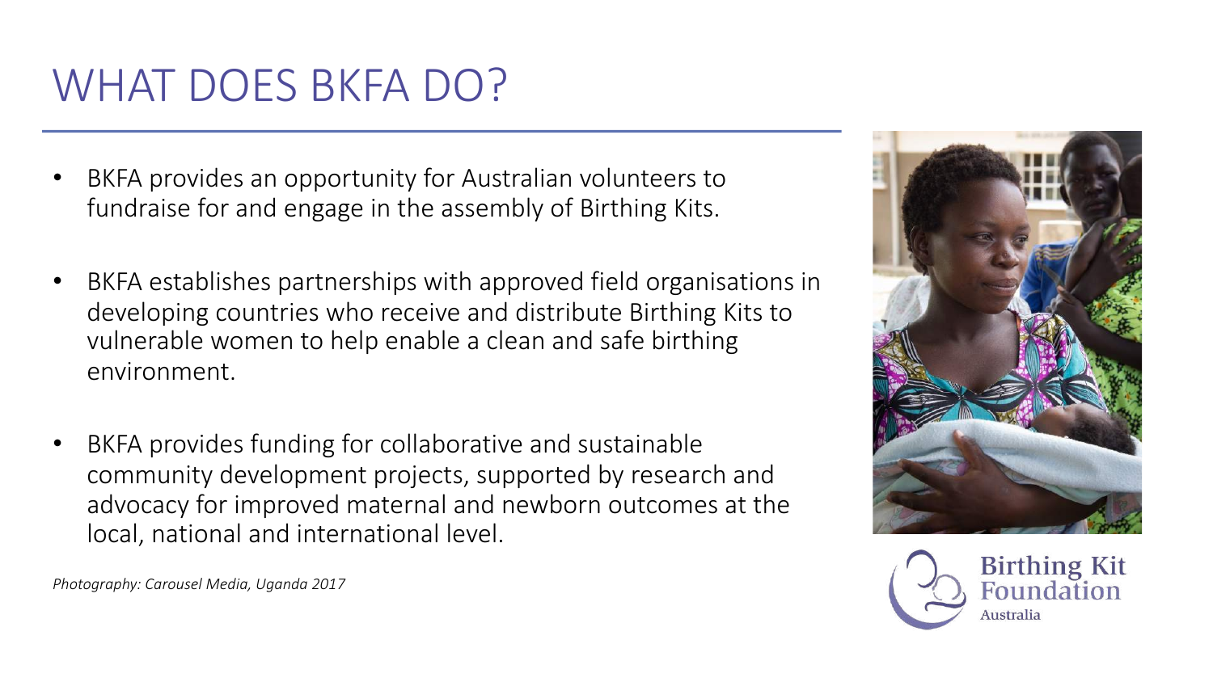# WHAT DOES BKFA DO?

- BKFA provides an opportunity for Australian volunteers to fundraise for and engage in the assembly of Birthing Kits.
- BKFA establishes partnerships with approved field organisations in developing countries who receive and distribute Birthing Kits to vulnerable women to help enable a clean and safe birthing environment.
- BKFA provides funding for collaborative and sustainable community development projects, supported by research and advocacy for improved maternal and newborn outcomes at the local, national and international level.

*Photography: Carousel Media, Uganda 2017*

Birthing Kit Foundation Australia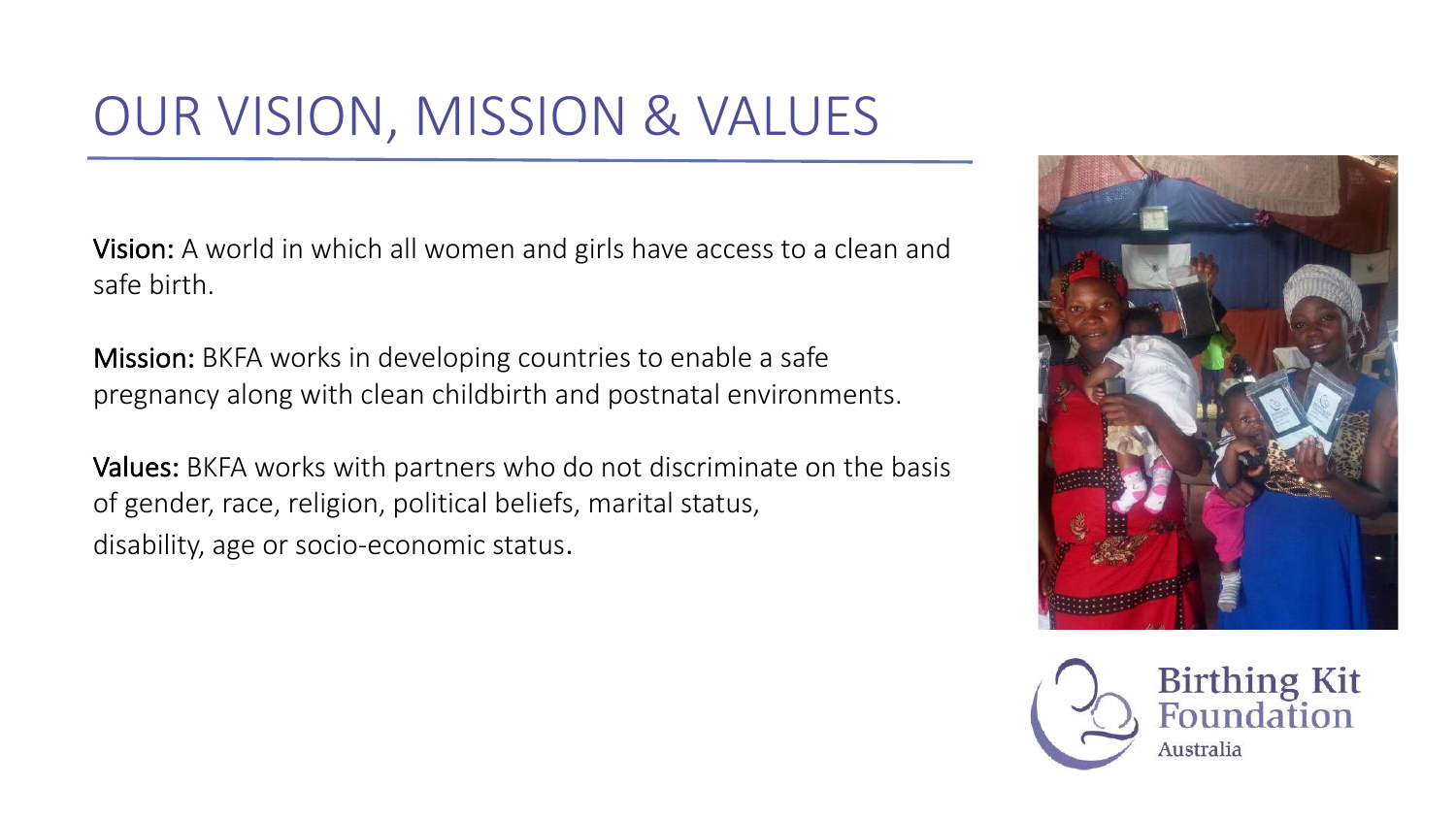# OUR VISION, MISSION & VALUES

**Vision:** A world in which all women and girls have access to a clean and safe birth.

**Mission:** BKFA works in developing countries to enable a safe pregnancy along with clean childbirth and postnatal environments.

**Values:** BKFA works with partners who do not discriminate on the basis of gender, race, religion, political beliefs, marital status, disability, age or socio-economic status.

Birthing Kit Foundation Australia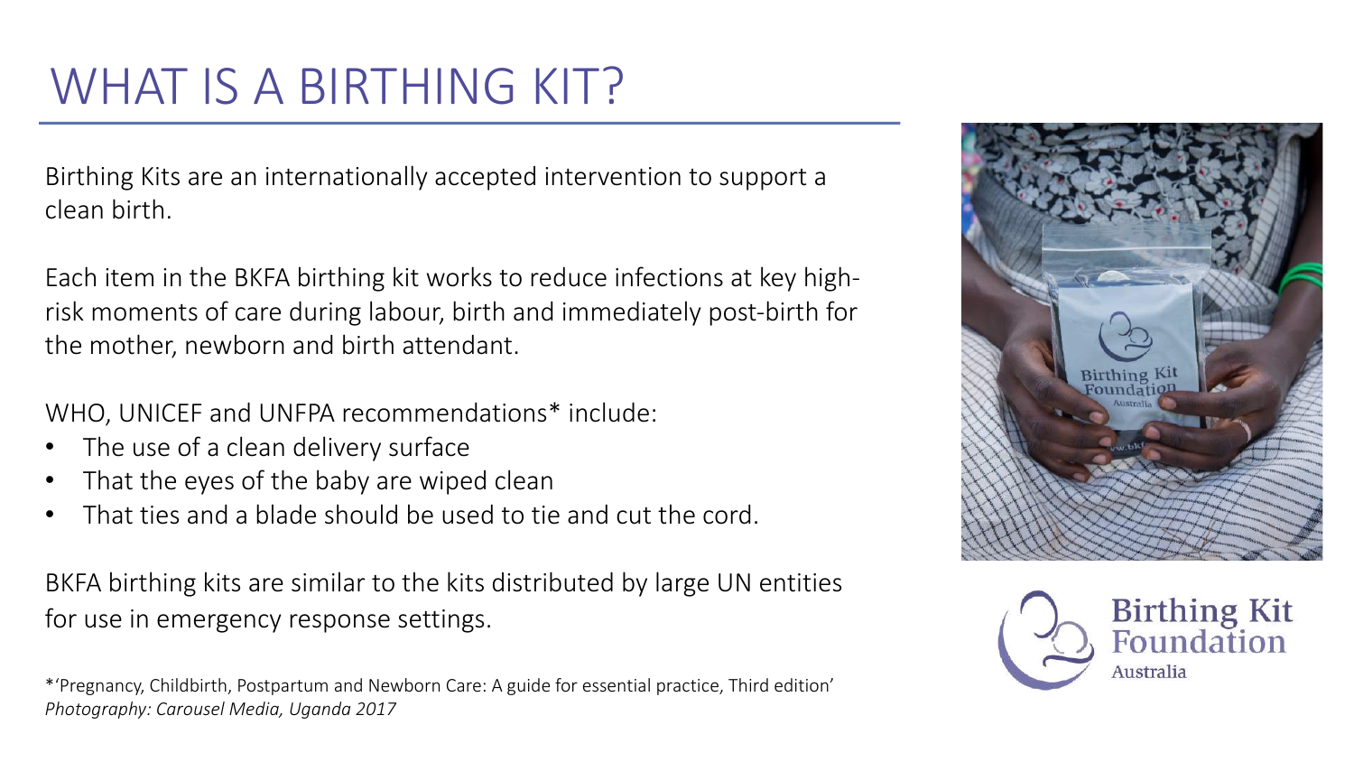# WHAT IS A BIRTHING KIT?

Birthing Kits are an internationally accepted intervention to support a clean birth.

Each item in the BKFA birthing kit works to reduce infections at key high-risk moments of care during labour, birth and immediately post-birth for the mother, newborn and birth attendant.

WHO, UNICEF and UNFPA recommendations* include:

- The use of a clean delivery surface
- That the eyes of the baby are wiped clean
- That ties and a blade should be used to tie and cut the cord.

BKFA birthing kits are similar to the kits distributed by large UN entities for use in emergency response settings.

*'Pregnancy, Childbirth, Postpartum and Newborn Care: A guide for essential practice, Third edition'
*Photography: Carousel Media, Uganda 2017*

Birthing Kit Foundation Australia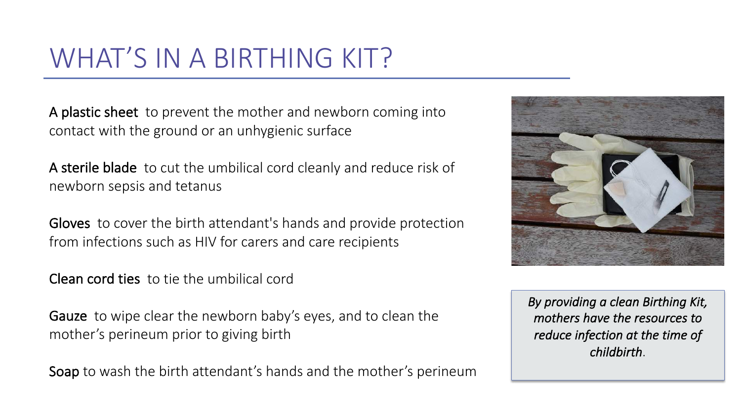# WHAT'S IN A BIRTHING KIT?

**A plastic sheet** to prevent the mother and newborn coming into contact with the ground or an unhygienic surface

**A sterile blade** to cut the umbilical cord cleanly and reduce risk of newborn sepsis and tetanus

**Gloves** to cover the birth attendant's hands and provide protection from infections such as HIV for carers and care recipients

**Clean cord ties** to tie the umbilical cord

**Gauze** to wipe clear the newborn baby's eyes, and to clean the mother's perineum prior to giving birth

**Soap** to wash the birth attendant's hands and the mother's perineum

*By providing a clean Birthing Kit, mothers have the resources to reduce infection at the time of childbirth*.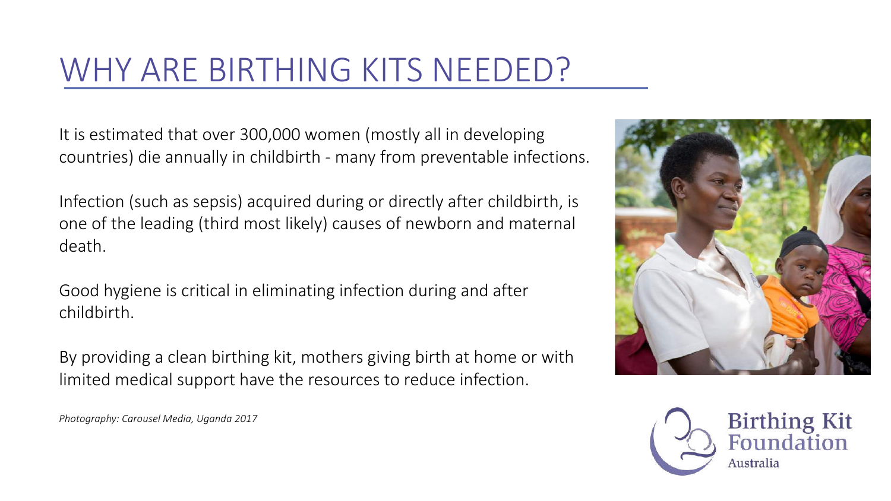# WHY ARE BIRTHING KITS NEEDED?

It is estimated that over 300,000 women (mostly all in developing countries) die annually in childbirth - many from preventable infections.

Infection (such as sepsis) acquired during or directly after childbirth, is one of the leading (third most likely) causes of newborn and maternal death.

Good hygiene is critical in eliminating infection during and after childbirth.

By providing a clean birthing kit, mothers giving birth at home or with limited medical support have the resources to reduce infection.

*Photography: Carousel Media, Uganda 2017*

Birthing Kit Foundation Australia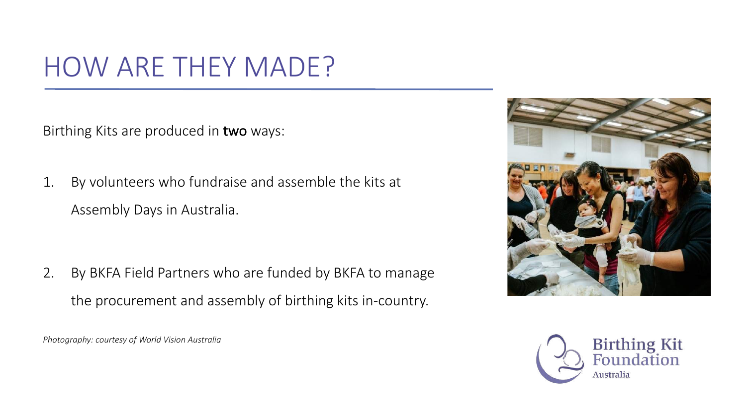# HOW ARE THEY MADE?

Birthing Kits are produced in **two** ways:

1. By volunteers who fundraise and assemble the kits at Assembly Days in Australia.

2. By BKFA Field Partners who are funded by BKFA to manage the procurement and assembly of birthing kits in-country.

*Photography: courtesy of World Vision Australia*

Birthing Kit Foundation Australia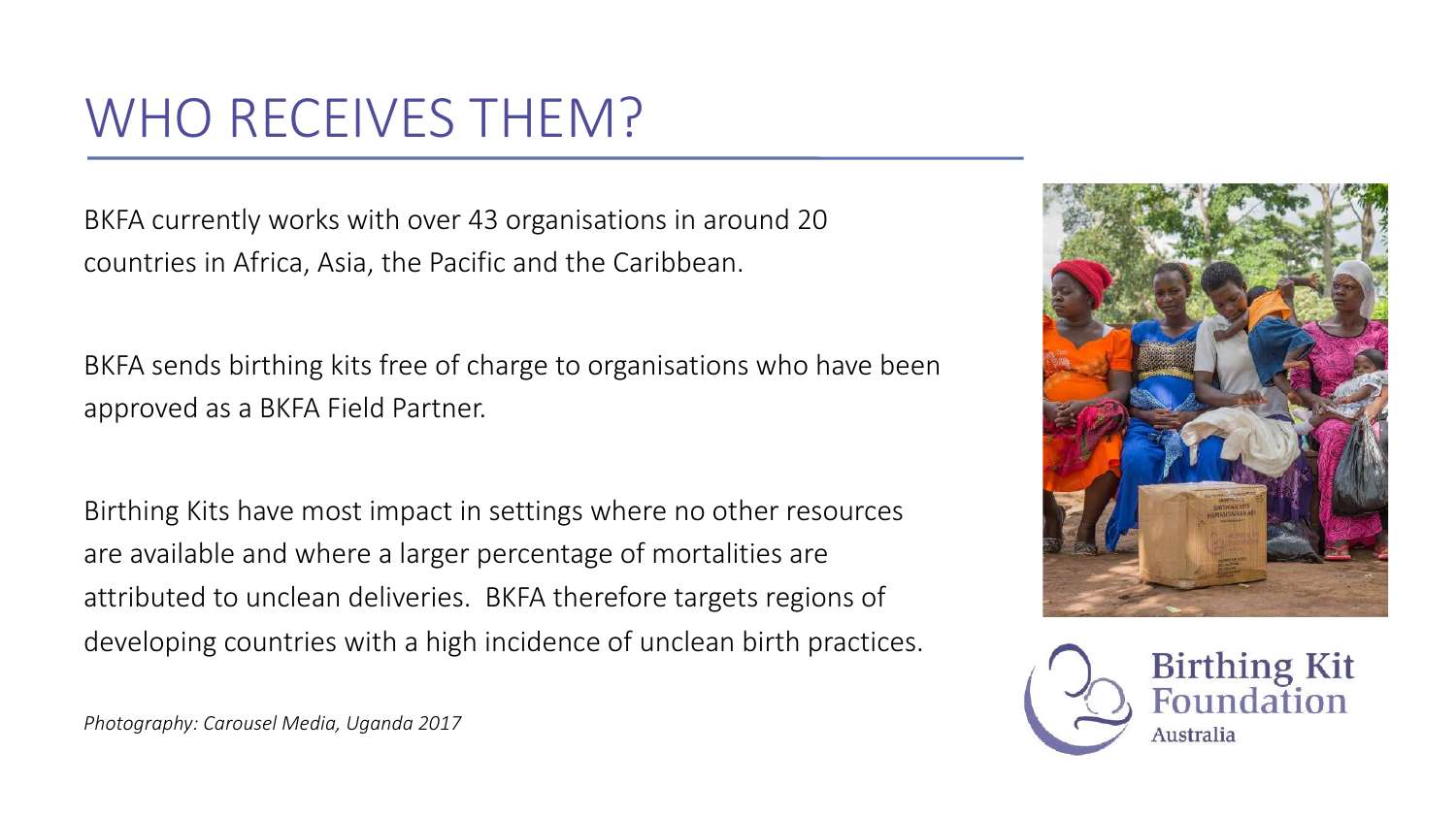# WHO RECEIVES THEM?

BKFA currently works with over 43 organisations in around 20 countries in Africa, Asia, the Pacific and the Caribbean.

BKFA sends birthing kits free of charge to organisations who have been approved as a BKFA Field Partner.

Birthing Kits have most impact in settings where no other resources are available and where a larger percentage of mortalities are attributed to unclean deliveries. BKFA therefore targets regions of developing countries with a high incidence of unclean birth practices.

*Photography: Carousel Media, Uganda 2017*

Birthing Kit Foundation Australia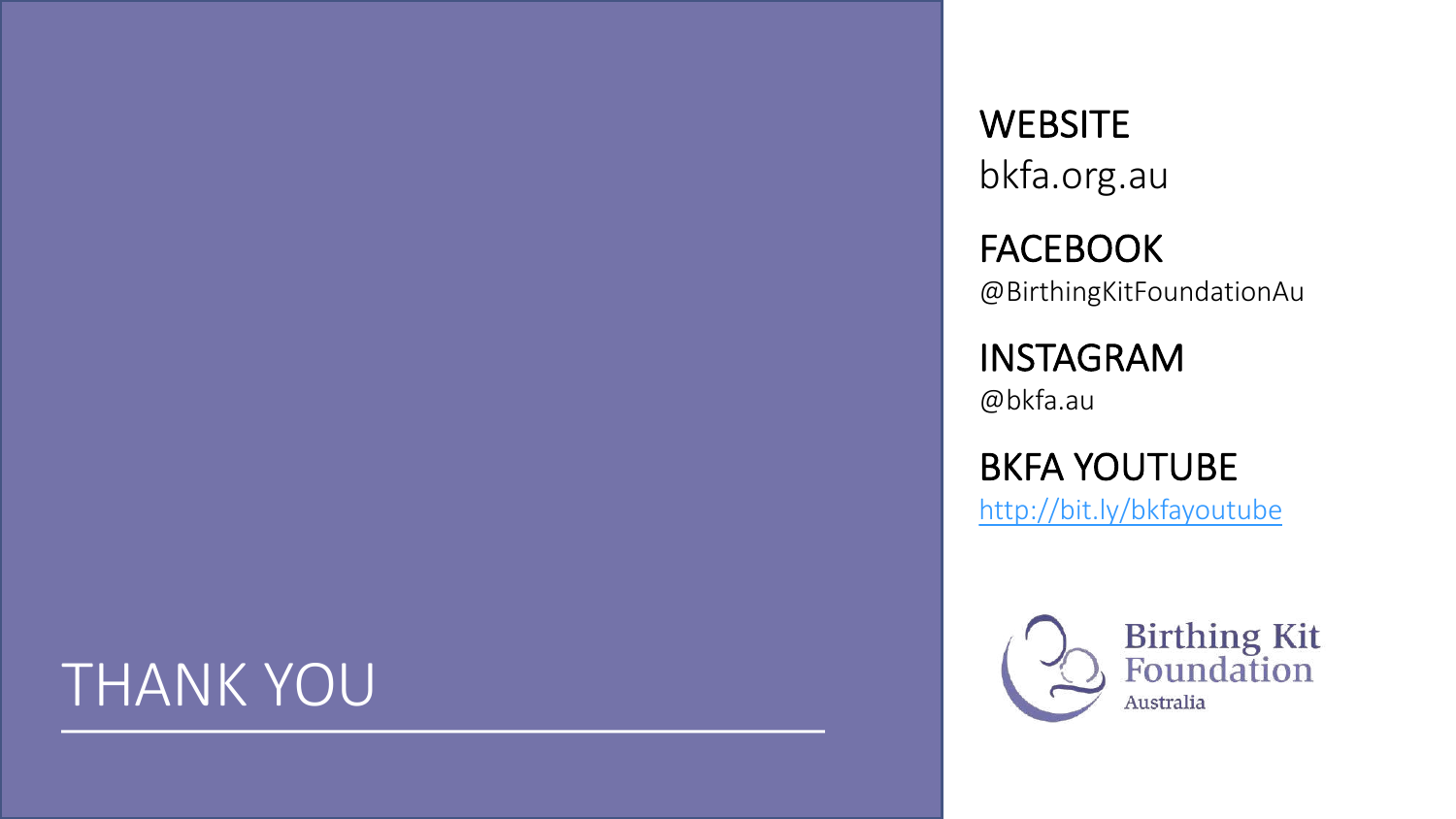# THANK YOU

**WEBSITE**
bkfa.org.au

**FACEBOOK**
@BirthingKitFoundationAu

**INSTAGRAM**
@bkfa.au

**BKFA YOUTUBE**
http://bit.ly/bkfayoutube

Birthing Kit Foundation Australia